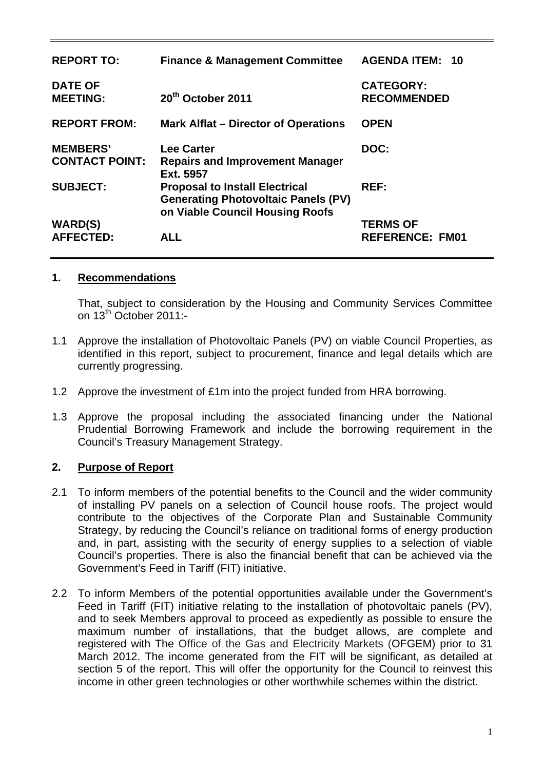| | | |
|---|---|---|
| **REPORT TO:** | **Finance & Management Committee** | **AGENDA ITEM: 10** |
| **DATE OF MEETING:** | **20th October 2011** | **CATEGORY: RECOMMENDED** |
| **REPORT FROM:** | **Mark Alflat – Director of Operations** | **OPEN** |
| **MEMBERS' CONTACT POINT:** | **Lee Carter Repairs and Improvement Manager Ext. 5957** | **DOC:** |
| **SUBJECT:** | **Proposal to Install Electrical Generating Photovoltaic Panels (PV) on Viable Council Housing Roofs** | **REF:** |
| **WARD(S) AFFECTED:** | **ALL** | **TERMS OF REFERENCE: FM01** |

## 1. Recommendations

That, subject to consideration by the Housing and Community Services Committee on 13th October 2011:-

1.1 Approve the installation of Photovoltaic Panels (PV) on viable Council Properties, as identified in this report, subject to procurement, finance and legal details which are currently progressing.

1.2 Approve the investment of £1m into the project funded from HRA borrowing.

1.3 Approve the proposal including the associated financing under the National Prudential Borrowing Framework and include the borrowing requirement in the Council's Treasury Management Strategy.

## 2. Purpose of Report

2.1 To inform members of the potential benefits to the Council and the wider community of installing PV panels on a selection of Council house roofs. The project would contribute to the objectives of the Corporate Plan and Sustainable Community Strategy, by reducing the Council's reliance on traditional forms of energy production and, in part, assisting with the security of energy supplies to a selection of viable Council's properties. There is also the financial benefit that can be achieved via the Government's Feed in Tariff (FIT) initiative.

2.2 To inform Members of the potential opportunities available under the Government's Feed in Tariff (FIT) initiative relating to the installation of photovoltaic panels (PV), and to seek Members approval to proceed as expediently as possible to ensure the maximum number of installations, that the budget allows, are complete and registered with The Office of the Gas and Electricity Markets (OFGEM) prior to 31 March 2012. The income generated from the FIT will be significant, as detailed at section 5 of the report. This will offer the opportunity for the Council to reinvest this income in other green technologies or other worthwhile schemes within the district.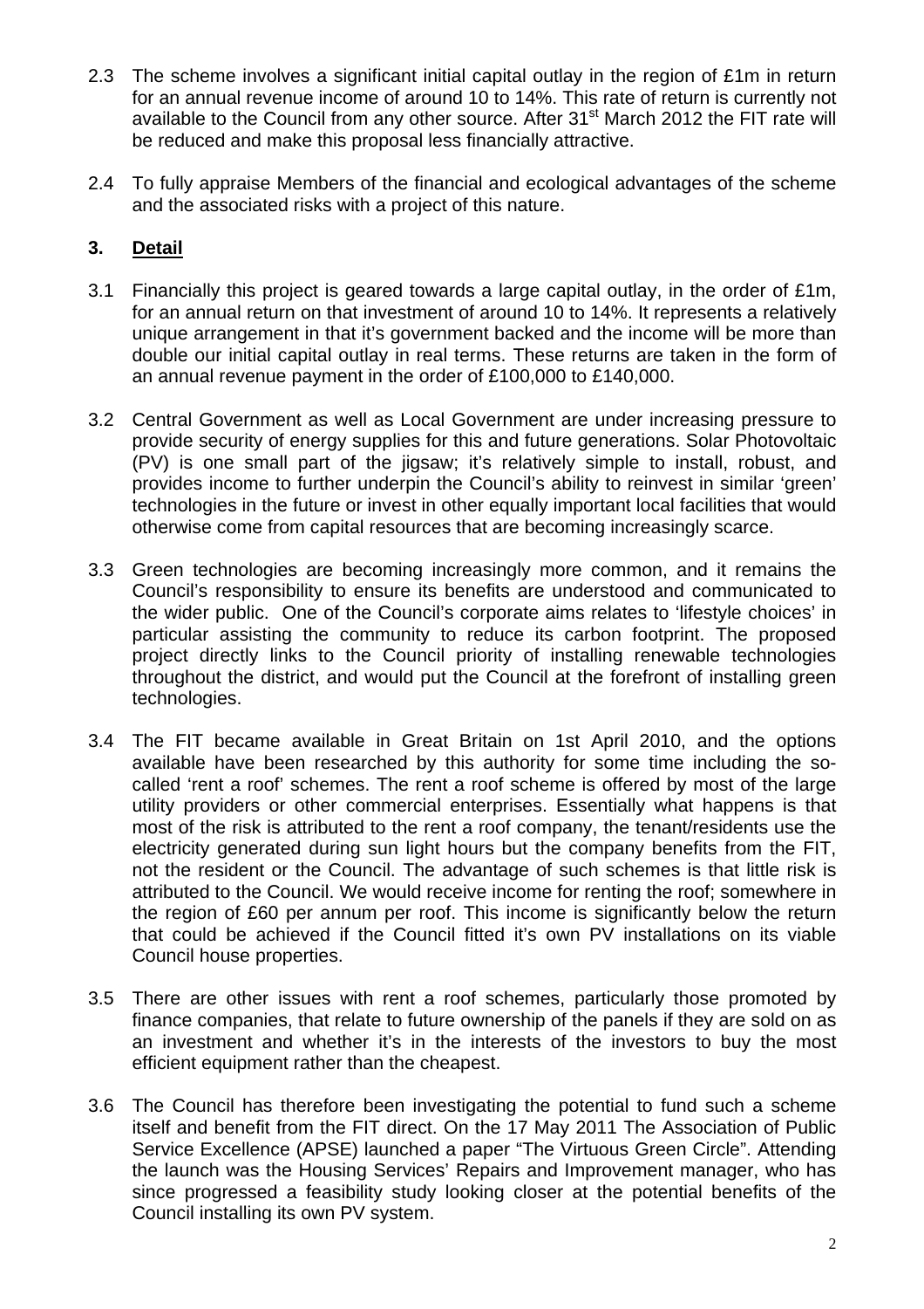2.3 The scheme involves a significant initial capital outlay in the region of £1m in return for an annual revenue income of around 10 to 14%. This rate of return is currently not available to the Council from any other source. After 31st March 2012 the FIT rate will be reduced and make this proposal less financially attractive.

2.4 To fully appraise Members of the financial and ecological advantages of the scheme and the associated risks with a project of this nature.

## 3. Detail

3.1 Financially this project is geared towards a large capital outlay, in the order of £1m, for an annual return on that investment of around 10 to 14%. It represents a relatively unique arrangement in that it's government backed and the income will be more than double our initial capital outlay in real terms. These returns are taken in the form of an annual revenue payment in the order of £100,000 to £140,000.

3.2 Central Government as well as Local Government are under increasing pressure to provide security of energy supplies for this and future generations. Solar Photovoltaic (PV) is one small part of the jigsaw; it's relatively simple to install, robust, and provides income to further underpin the Council's ability to reinvest in similar 'green' technologies in the future or invest in other equally important local facilities that would otherwise come from capital resources that are becoming increasingly scarce.

3.3 Green technologies are becoming increasingly more common, and it remains the Council's responsibility to ensure its benefits are understood and communicated to the wider public. One of the Council's corporate aims relates to 'lifestyle choices' in particular assisting the community to reduce its carbon footprint. The proposed project directly links to the Council priority of installing renewable technologies throughout the district, and would put the Council at the forefront of installing green technologies.

3.4 The FIT became available in Great Britain on 1st April 2010, and the options available have been researched by this authority for some time including the so-called 'rent a roof' schemes. The rent a roof scheme is offered by most of the large utility providers or other commercial enterprises. Essentially what happens is that most of the risk is attributed to the rent a roof company, the tenant/residents use the electricity generated during sun light hours but the company benefits from the FIT, not the resident or the Council. The advantage of such schemes is that little risk is attributed to the Council. We would receive income for renting the roof; somewhere in the region of £60 per annum per roof. This income is significantly below the return that could be achieved if the Council fitted it's own PV installations on its viable Council house properties.

3.5 There are other issues with rent a roof schemes, particularly those promoted by finance companies, that relate to future ownership of the panels if they are sold on as an investment and whether it's in the interests of the investors to buy the most efficient equipment rather than the cheapest.

3.6 The Council has therefore been investigating the potential to fund such a scheme itself and benefit from the FIT direct. On the 17 May 2011 The Association of Public Service Excellence (APSE) launched a paper "The Virtuous Green Circle". Attending the launch was the Housing Services' Repairs and Improvement manager, who has since progressed a feasibility study looking closer at the potential benefits of the Council installing its own PV system.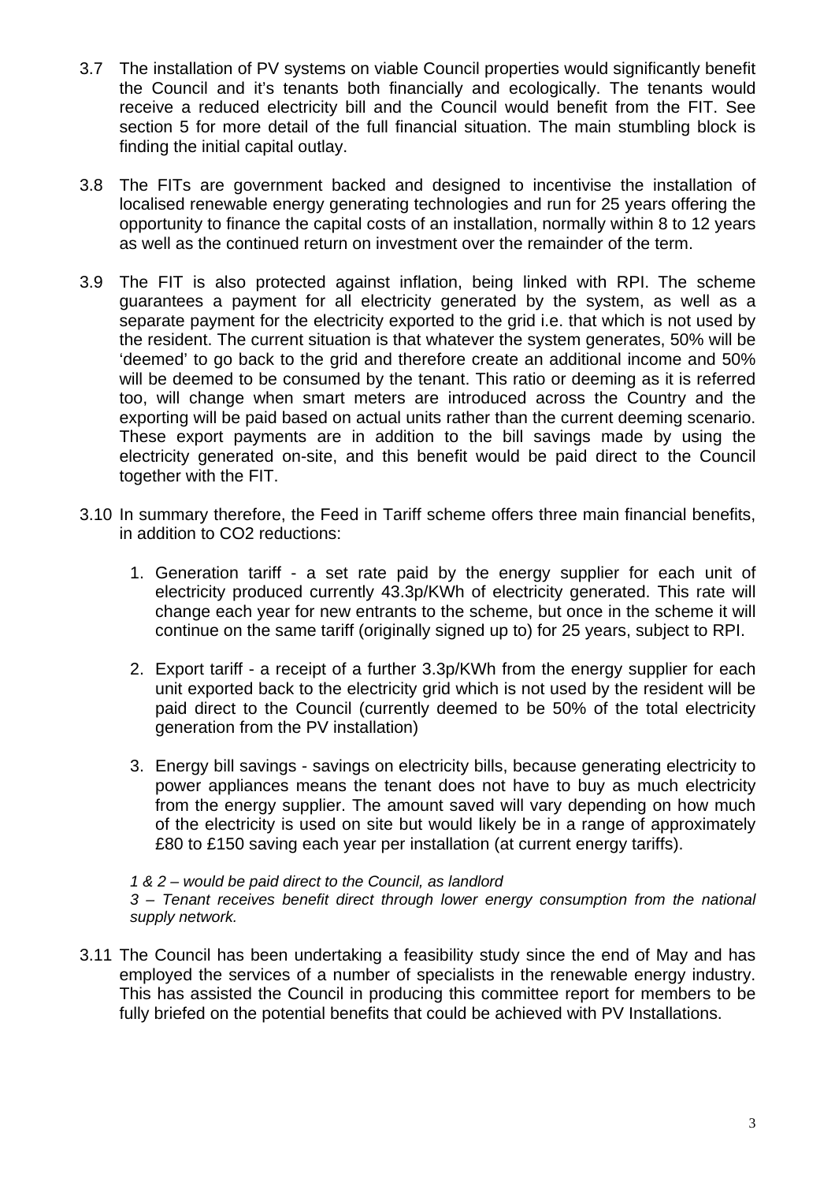3.7 The installation of PV systems on viable Council properties would significantly benefit the Council and it's tenants both financially and ecologically. The tenants would receive a reduced electricity bill and the Council would benefit from the FIT. See section 5 for more detail of the full financial situation. The main stumbling block is finding the initial capital outlay.

3.8 The FITs are government backed and designed to incentivise the installation of localised renewable energy generating technologies and run for 25 years offering the opportunity to finance the capital costs of an installation, normally within 8 to 12 years as well as the continued return on investment over the remainder of the term.

3.9 The FIT is also protected against inflation, being linked with RPI. The scheme guarantees a payment for all electricity generated by the system, as well as a separate payment for the electricity exported to the grid i.e. that which is not used by the resident. The current situation is that whatever the system generates, 50% will be 'deemed' to go back to the grid and therefore create an additional income and 50% will be deemed to be consumed by the tenant. This ratio or deeming as it is referred too, will change when smart meters are introduced across the Country and the exporting will be paid based on actual units rather than the current deeming scenario. These export payments are in addition to the bill savings made by using the electricity generated on-site, and this benefit would be paid direct to the Council together with the FIT.

3.10 In summary therefore, the Feed in Tariff scheme offers three main financial benefits, in addition to $CO_2$ reductions:

1. Generation tariff - a set rate paid by the energy supplier for each unit of electricity produced currently 43.3p/KWh of electricity generated. This rate will change each year for new entrants to the scheme, but once in the scheme it will continue on the same tariff (originally signed up to) for 25 years, subject to RPI.

2. Export tariff - a receipt of a further 3.3p/KWh from the energy supplier for each unit exported back to the electricity grid which is not used by the resident will be paid direct to the Council (currently deemed to be 50% of the total electricity generation from the PV installation)

3. Energy bill savings - savings on electricity bills, because generating electricity to power appliances means the tenant does not have to buy as much electricity from the energy supplier. The amount saved will vary depending on how much of the electricity is used on site but would likely be in a range of approximately £80 to £150 saving each year per installation (at current energy tariffs).

*1 & 2 – would be paid direct to the Council, as landlord*
*3 – Tenant receives benefit direct through lower energy consumption from the national supply network.*

3.11 The Council has been undertaking a feasibility study since the end of May and has employed the services of a number of specialists in the renewable energy industry. This has assisted the Council in producing this committee report for members to be fully briefed on the potential benefits that could be achieved with PV Installations.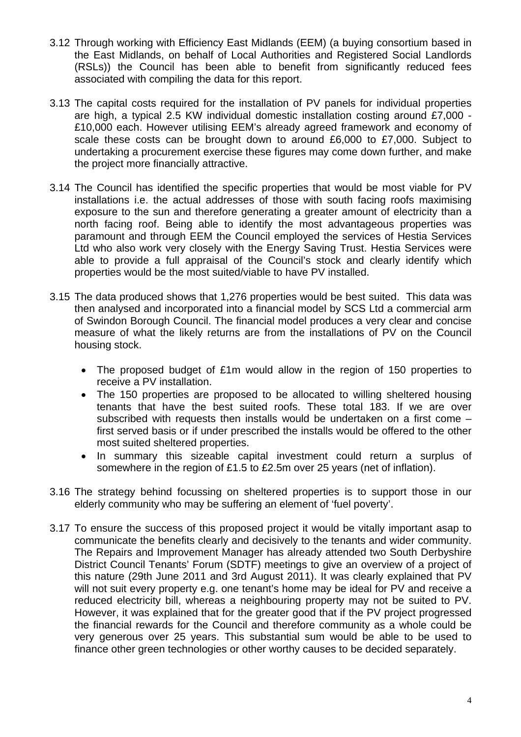3.12 Through working with Efficiency East Midlands (EEM) (a buying consortium based in the East Midlands, on behalf of Local Authorities and Registered Social Landlords (RSLs)) the Council has been able to benefit from significantly reduced fees associated with compiling the data for this report.

3.13 The capital costs required for the installation of PV panels for individual properties are high, a typical 2.5 KW individual domestic installation costing around £7,000 - £10,000 each. However utilising EEM's already agreed framework and economy of scale these costs can be brought down to around £6,000 to £7,000. Subject to undertaking a procurement exercise these figures may come down further, and make the project more financially attractive.

3.14 The Council has identified the specific properties that would be most viable for PV installations i.e. the actual addresses of those with south facing roofs maximising exposure to the sun and therefore generating a greater amount of electricity than a north facing roof. Being able to identify the most advantageous properties was paramount and through EEM the Council employed the services of Hestia Services Ltd who also work very closely with the Energy Saving Trust. Hestia Services were able to provide a full appraisal of the Council's stock and clearly identify which properties would be the most suited/viable to have PV installed.

3.15 The data produced shows that 1,276 properties would be best suited. This data was then analysed and incorporated into a financial model by SCS Ltd a commercial arm of Swindon Borough Council. The financial model produces a very clear and concise measure of what the likely returns are from the installations of PV on the Council housing stock.

- The proposed budget of £1m would allow in the region of 150 properties to receive a PV installation.
- The 150 properties are proposed to be allocated to willing sheltered housing tenants that have the best suited roofs. These total 183. If we are over subscribed with requests then installs would be undertaken on a first come – first served basis or if under prescribed the installs would be offered to the other most suited sheltered properties.
- In summary this sizeable capital investment could return a surplus of somewhere in the region of £1.5 to £2.5m over 25 years (net of inflation).

3.16 The strategy behind focussing on sheltered properties is to support those in our elderly community who may be suffering an element of 'fuel poverty'.

3.17 To ensure the success of this proposed project it would be vitally important asap to communicate the benefits clearly and decisively to the tenants and wider community. The Repairs and Improvement Manager has already attended two South Derbyshire District Council Tenants' Forum (SDTF) meetings to give an overview of a project of this nature (29th June 2011 and 3rd August 2011). It was clearly explained that PV will not suit every property e.g. one tenant's home may be ideal for PV and receive a reduced electricity bill, whereas a neighbouring property may not be suited to PV. However, it was explained that for the greater good that if the PV project progressed the financial rewards for the Council and therefore community as a whole could be very generous over 25 years. This substantial sum would be able to be used to finance other green technologies or other worthy causes to be decided separately.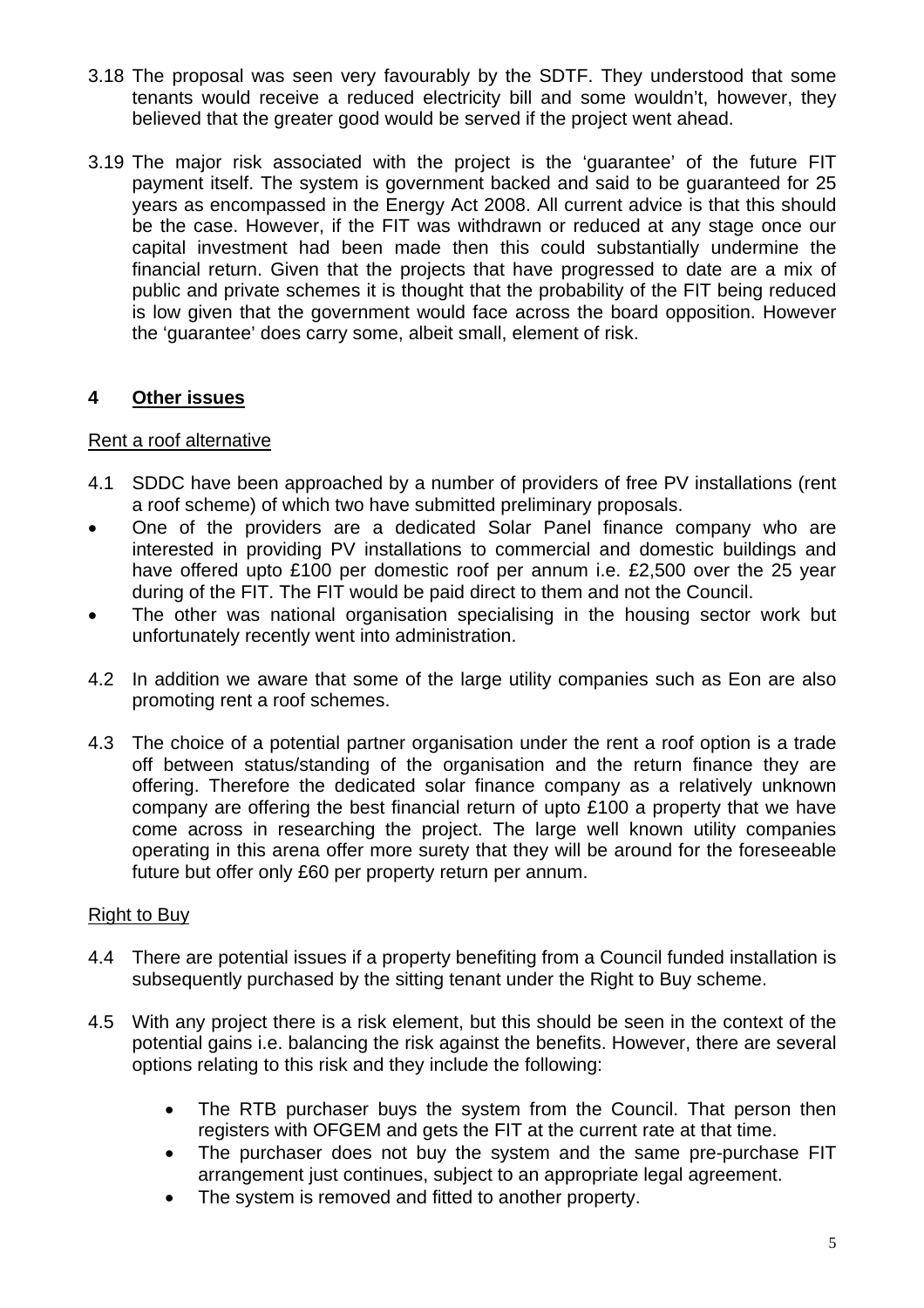3.18 The proposal was seen very favourably by the SDTF. They understood that some tenants would receive a reduced electricity bill and some wouldn't, however, they believed that the greater good would be served if the project went ahead.

3.19 The major risk associated with the project is the 'guarantee' of the future FIT payment itself. The system is government backed and said to be guaranteed for 25 years as encompassed in the Energy Act 2008. All current advice is that this should be the case. However, if the FIT was withdrawn or reduced at any stage once our capital investment had been made then this could substantially undermine the financial return. Given that the projects that have progressed to date are a mix of public and private schemes it is thought that the probability of the FIT being reduced is low given that the government would face across the board opposition. However the 'guarantee' does carry some, albeit small, element of risk.

## 4 <u>Other issues</u>

<u>Rent a roof alternative</u>

4.1 SDDC have been approached by a number of providers of free PV installations (rent a roof scheme) of which two have submitted preliminary proposals.

- One of the providers are a dedicated Solar Panel finance company who are interested in providing PV installations to commercial and domestic buildings and have offered upto £100 per domestic roof per annum i.e. £2,500 over the 25 year during of the FIT. The FIT would be paid direct to them and not the Council.
- The other was national organisation specialising in the housing sector work but unfortunately recently went into administration.

4.2 In addition we aware that some of the large utility companies such as Eon are also promoting rent a roof schemes.

4.3 The choice of a potential partner organisation under the rent a roof option is a trade off between status/standing of the organisation and the return finance they are offering. Therefore the dedicated solar finance company as a relatively unknown company are offering the best financial return of upto £100 a property that we have come across in researching the project. The large well known utility companies operating in this arena offer more surety that they will be around for the foreseeable future but offer only £60 per property return per annum.

<u>Right to Buy</u>

4.4 There are potential issues if a property benefiting from a Council funded installation is subsequently purchased by the sitting tenant under the Right to Buy scheme.

4.5 With any project there is a risk element, but this should be seen in the context of the potential gains i.e. balancing the risk against the benefits. However, there are several options relating to this risk and they include the following:

- The RTB purchaser buys the system from the Council. That person then registers with OFGEM and gets the FIT at the current rate at that time.
- The purchaser does not buy the system and the same pre-purchase FIT arrangement just continues, subject to an appropriate legal agreement.
- The system is removed and fitted to another property.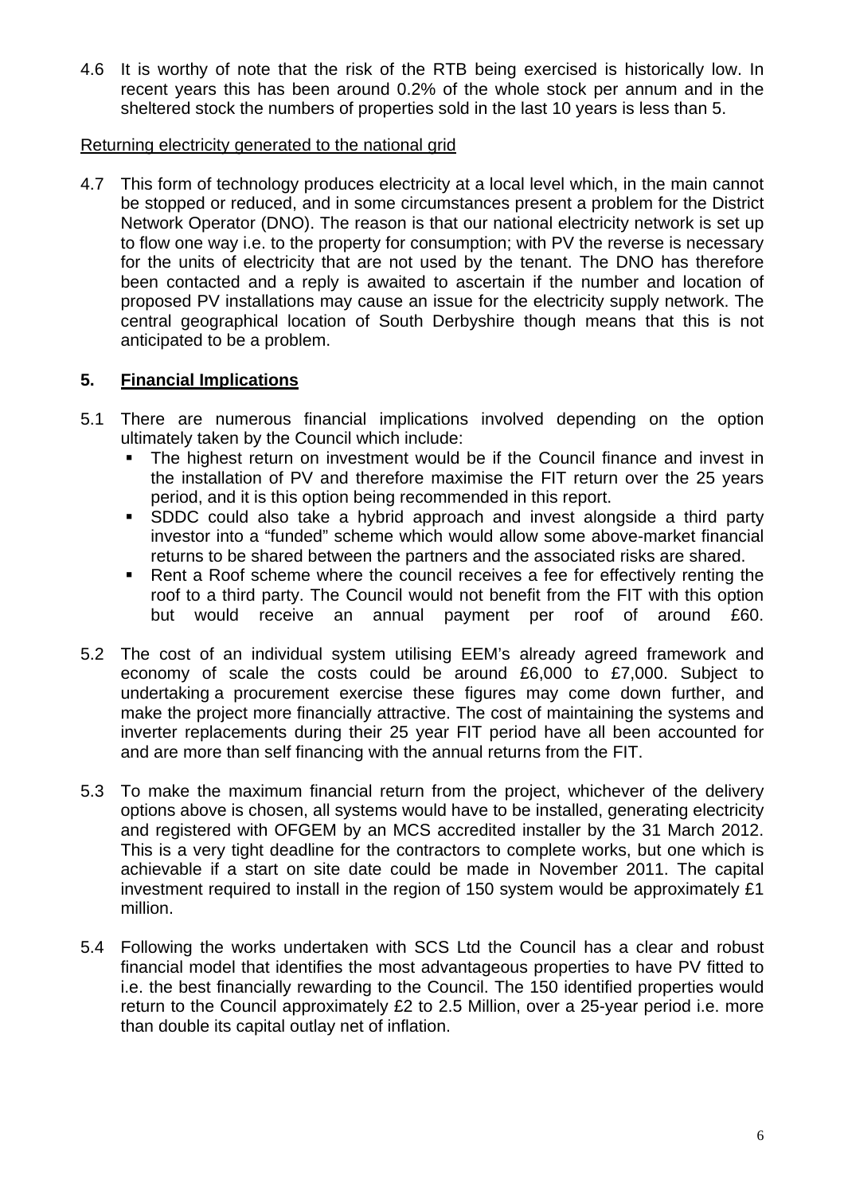4.6 It is worthy of note that the risk of the RTB being exercised is historically low. In recent years this has been around 0.2% of the whole stock per annum and in the sheltered stock the numbers of properties sold in the last 10 years is less than 5.

Returning electricity generated to the national grid

4.7 This form of technology produces electricity at a local level which, in the main cannot be stopped or reduced, and in some circumstances present a problem for the District Network Operator (DNO). The reason is that our national electricity network is set up to flow one way i.e. to the property for consumption; with PV the reverse is necessary for the units of electricity that are not used by the tenant. The DNO has therefore been contacted and a reply is awaited to ascertain if the number and location of proposed PV installations may cause an issue for the electricity supply network. The central geographical location of South Derbyshire though means that this is not anticipated to be a problem.

## 5. Financial Implications

5.1 There are numerous financial implications involved depending on the option ultimately taken by the Council which include:

- The highest return on investment would be if the Council finance and invest in the installation of PV and therefore maximise the FIT return over the 25 years period, and it is this option being recommended in this report.
- SDDC could also take a hybrid approach and invest alongside a third party investor into a "funded" scheme which would allow some above-market financial returns to be shared between the partners and the associated risks are shared.
- Rent a Roof scheme where the council receives a fee for effectively renting the roof to a third party. The Council would not benefit from the FIT with this option but would receive an annual payment per roof of around £60.

5.2 The cost of an individual system utilising EEM's already agreed framework and economy of scale the costs could be around £6,000 to £7,000. Subject to undertaking a procurement exercise these figures may come down further, and make the project more financially attractive. The cost of maintaining the systems and inverter replacements during their 25 year FIT period have all been accounted for and are more than self financing with the annual returns from the FIT.

5.3 To make the maximum financial return from the project, whichever of the delivery options above is chosen, all systems would have to be installed, generating electricity and registered with OFGEM by an MCS accredited installer by the 31 March 2012. This is a very tight deadline for the contractors to complete works, but one which is achievable if a start on site date could be made in November 2011. The capital investment required to install in the region of 150 system would be approximately £1 million.

5.4 Following the works undertaken with SCS Ltd the Council has a clear and robust financial model that identifies the most advantageous properties to have PV fitted to i.e. the best financially rewarding to the Council. The 150 identified properties would return to the Council approximately £2 to 2.5 Million, over a 25-year period i.e. more than double its capital outlay net of inflation.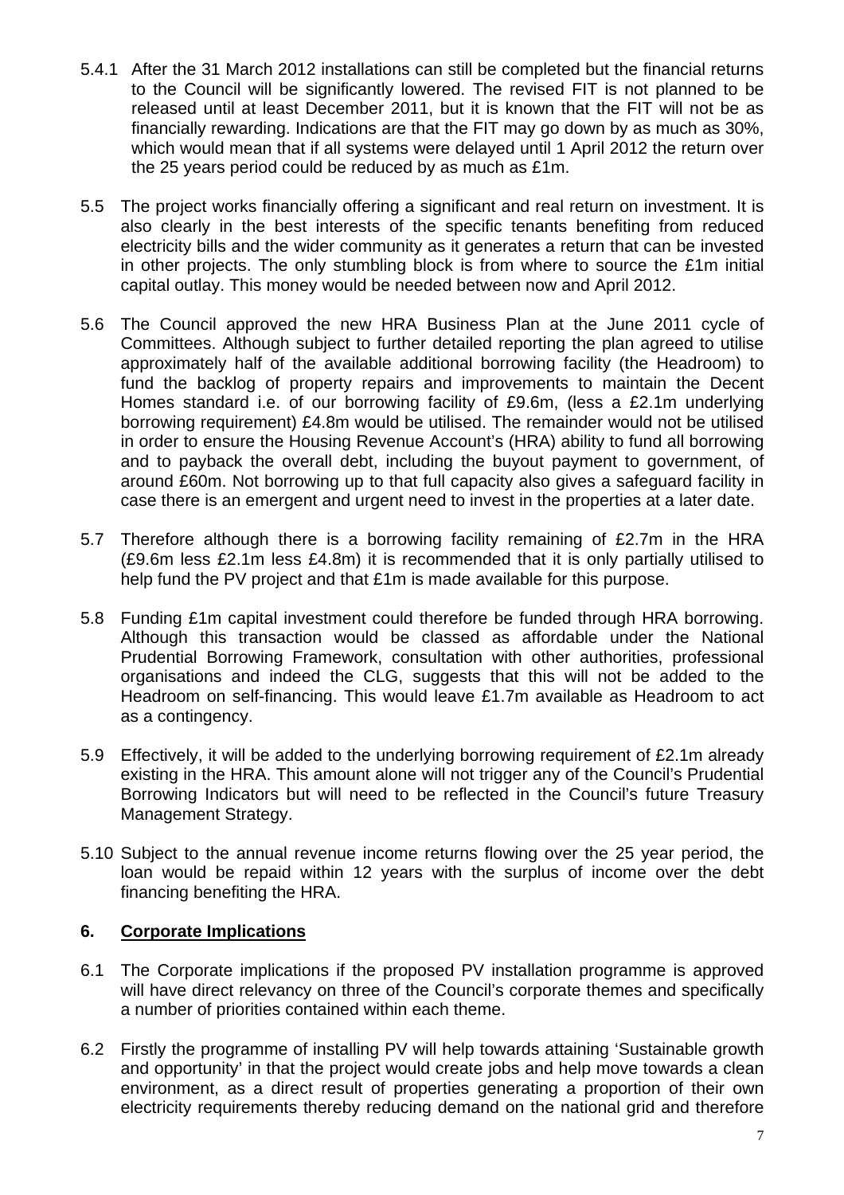5.4.1 After the 31 March 2012 installations can still be completed but the financial returns to the Council will be significantly lowered. The revised FIT is not planned to be released until at least December 2011, but it is known that the FIT will not be as financially rewarding. Indications are that the FIT may go down by as much as 30%, which would mean that if all systems were delayed until 1 April 2012 the return over the 25 years period could be reduced by as much as £1m.

5.5 The project works financially offering a significant and real return on investment. It is also clearly in the best interests of the specific tenants benefiting from reduced electricity bills and the wider community as it generates a return that can be invested in other projects. The only stumbling block is from where to source the £1m initial capital outlay. This money would be needed between now and April 2012.

5.6 The Council approved the new HRA Business Plan at the June 2011 cycle of Committees. Although subject to further detailed reporting the plan agreed to utilise approximately half of the available additional borrowing facility (the Headroom) to fund the backlog of property repairs and improvements to maintain the Decent Homes standard i.e. of our borrowing facility of £9.6m, (less a £2.1m underlying borrowing requirement) £4.8m would be utilised. The remainder would not be utilised in order to ensure the Housing Revenue Account's (HRA) ability to fund all borrowing and to payback the overall debt, including the buyout payment to government, of around £60m. Not borrowing up to that full capacity also gives a safeguard facility in case there is an emergent and urgent need to invest in the properties at a later date.

5.7 Therefore although there is a borrowing facility remaining of £2.7m in the HRA (£9.6m less £2.1m less £4.8m) it is recommended that it is only partially utilised to help fund the PV project and that £1m is made available for this purpose.

5.8 Funding £1m capital investment could therefore be funded through HRA borrowing. Although this transaction would be classed as affordable under the National Prudential Borrowing Framework, consultation with other authorities, professional organisations and indeed the CLG, suggests that this will not be added to the Headroom on self-financing. This would leave £1.7m available as Headroom to act as a contingency.

5.9 Effectively, it will be added to the underlying borrowing requirement of £2.1m already existing in the HRA. This amount alone will not trigger any of the Council's Prudential Borrowing Indicators but will need to be reflected in the Council's future Treasury Management Strategy.

5.10 Subject to the annual revenue income returns flowing over the 25 year period, the loan would be repaid within 12 years with the surplus of income over the debt financing benefiting the HRA.

## 6. Corporate Implications

6.1 The Corporate implications if the proposed PV installation programme is approved will have direct relevancy on three of the Council's corporate themes and specifically a number of priorities contained within each theme.

6.2 Firstly the programme of installing PV will help towards attaining 'Sustainable growth and opportunity' in that the project would create jobs and help move towards a clean environment, as a direct result of properties generating a proportion of their own electricity requirements thereby reducing demand on the national grid and therefore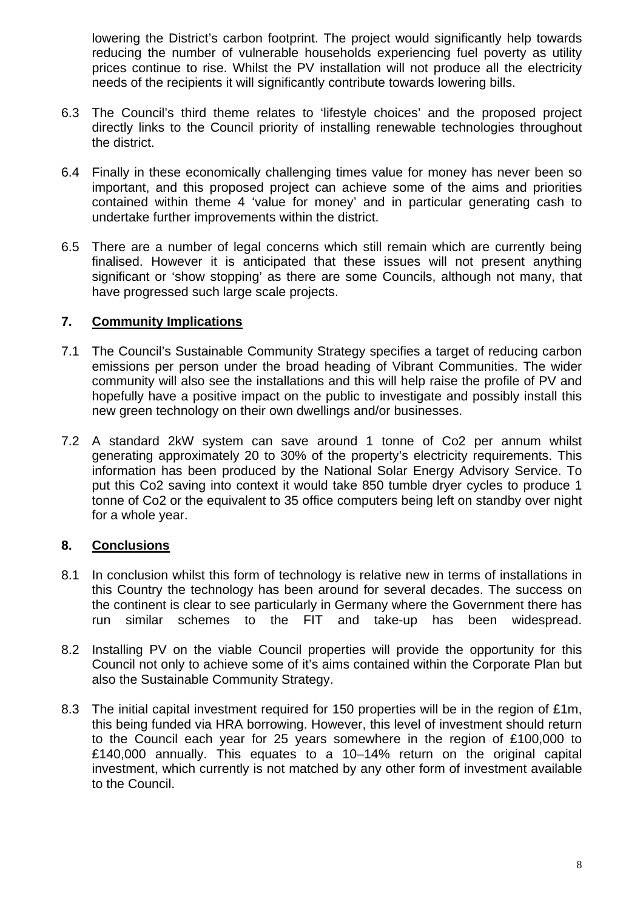lowering the District's carbon footprint. The project would significantly help towards reducing the number of vulnerable households experiencing fuel poverty as utility prices continue to rise. Whilst the PV installation will not produce all the electricity needs of the recipients it will significantly contribute towards lowering bills.

6.3 The Council's third theme relates to 'lifestyle choices' and the proposed project directly links to the Council priority of installing renewable technologies throughout the district.

6.4 Finally in these economically challenging times value for money has never been so important, and this proposed project can achieve some of the aims and priorities contained within theme 4 'value for money' and in particular generating cash to undertake further improvements within the district.

6.5 There are a number of legal concerns which still remain which are currently being finalised. However it is anticipated that these issues will not present anything significant or 'show stopping' as there are some Councils, although not many, that have progressed such large scale projects.

## 7. Community Implications

7.1 The Council's Sustainable Community Strategy specifies a target of reducing carbon emissions per person under the broad heading of Vibrant Communities. The wider community will also see the installations and this will help raise the profile of PV and hopefully have a positive impact on the public to investigate and possibly install this new green technology on their own dwellings and/or businesses.

7.2 A standard 2kW system can save around 1 tonne of Co2 per annum whilst generating approximately 20 to 30% of the property's electricity requirements. This information has been produced by the National Solar Energy Advisory Service. To put this Co2 saving into context it would take 850 tumble dryer cycles to produce 1 tonne of Co2 or the equivalent to 35 office computers being left on standby over night for a whole year.

## 8. Conclusions

8.1 In conclusion whilst this form of technology is relative new in terms of installations in this Country the technology has been around for several decades. The success on the continent is clear to see particularly in Germany where the Government there has run similar schemes to the FIT and take-up has been widespread.

8.2 Installing PV on the viable Council properties will provide the opportunity for this Council not only to achieve some of it's aims contained within the Corporate Plan but also the Sustainable Community Strategy.

8.3 The initial capital investment required for 150 properties will be in the region of £1m, this being funded via HRA borrowing. However, this level of investment should return to the Council each year for 25 years somewhere in the region of £100,000 to £140,000 annually. This equates to a 10–14% return on the original capital investment, which currently is not matched by any other form of investment available to the Council.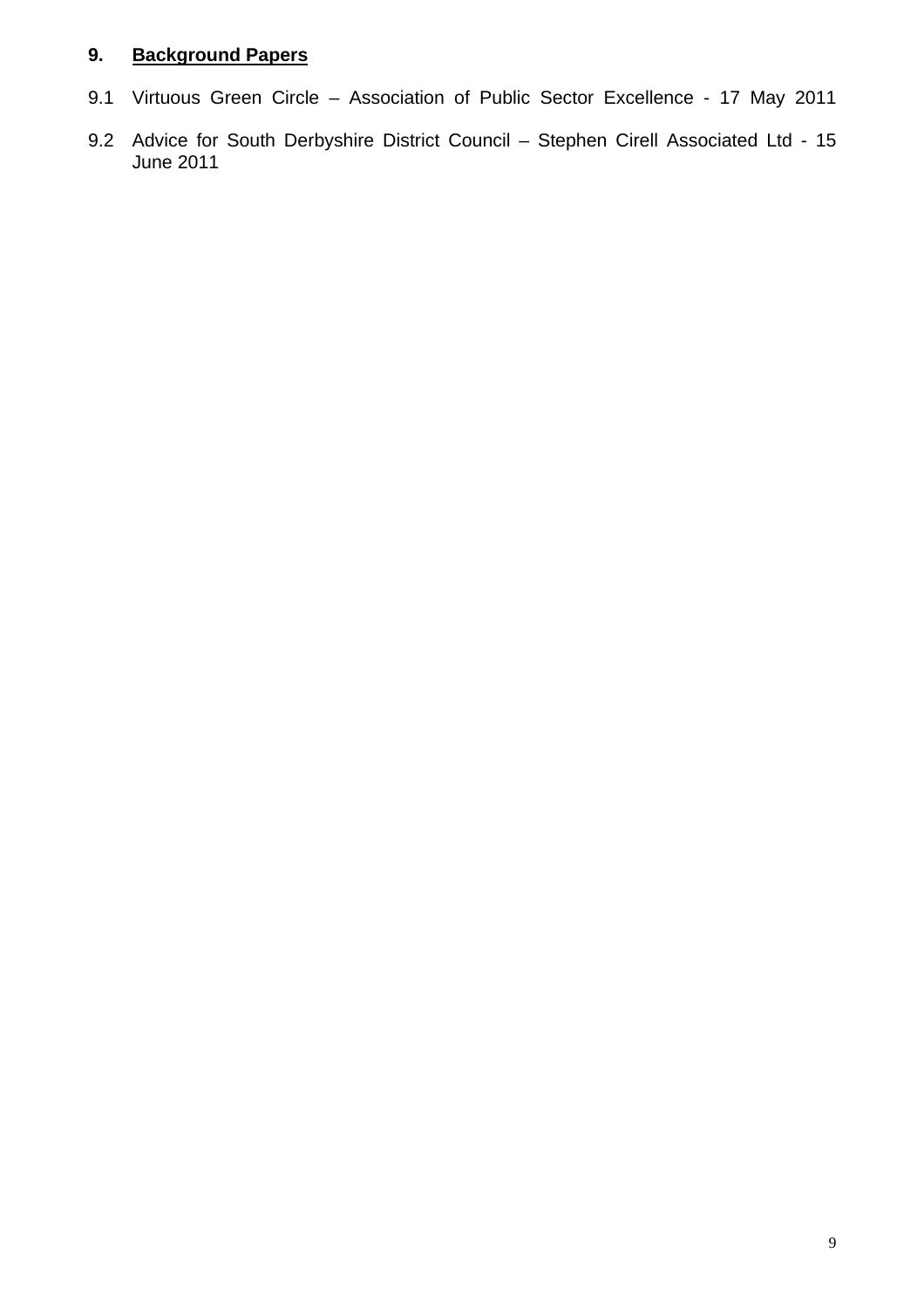## 9. Background Papers

9.1 Virtuous Green Circle – Association of Public Sector Excellence - 17 May 2011

9.2 Advice for South Derbyshire District Council – Stephen Cirell Associated Ltd - 15 June 2011